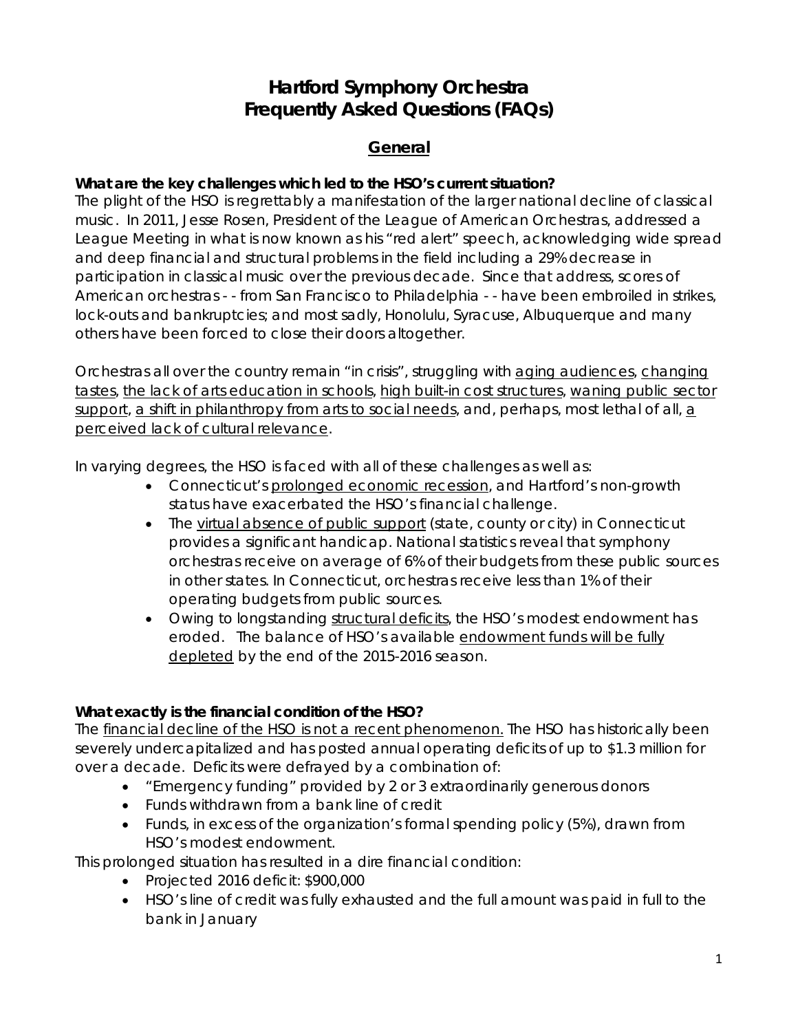# Hartford Symphony Orchestra
# Frequently Asked Questions (FAQs)

## General

**What are the key challenges which led to the HSO's current situation?**

The plight of the HSO is regrettably a manifestation of the larger national decline of classical music. In 2011, Jesse Rosen, President of the League of American Orchestras, addressed a League Meeting in what is now known as his "red alert" speech, acknowledging wide spread and deep financial and structural problems in the field including a 29% decrease in participation in classical music over the previous decade. Since that address, scores of American orchestras - - from San Francisco to Philadelphia - - have been embroiled in strikes, lock-outs and bankruptcies; and most sadly, Honolulu, Syracuse, Albuquerque and many others have been forced to close their doors altogether.

Orchestras all over the country remain "in crisis", struggling with aging audiences, changing tastes, the lack of arts education in schools, high built-in cost structures, waning public sector support, a shift in philanthropy from arts to social needs, and, perhaps, most lethal of all, a perceived lack of cultural relevance.

In varying degrees, the HSO is faced with all of these challenges as well as:

- Connecticut's prolonged economic recession, and Hartford's non-growth status have exacerbated the HSO's financial challenge.
- The virtual absence of public support (state, county or city) in Connecticut provides a significant handicap. National statistics reveal that symphony orchestras receive on average of 6% of their budgets from these public sources in other states. In Connecticut, orchestras receive less than 1% of their operating budgets from public sources.
- Owing to longstanding structural deficits, the HSO's modest endowment has eroded. The balance of HSO's available endowment funds will be fully depleted by the end of the 2015-2016 season.

**What exactly is the financial condition of the HSO?**

The financial decline of the HSO is not a recent phenomenon. The HSO has historically been severely undercapitalized and has posted annual operating deficits of up to $1.3 million for over a decade. Deficits were defrayed by a combination of:

- "Emergency funding" provided by 2 or 3 extraordinarily generous donors
- Funds withdrawn from a bank line of credit
- Funds, in excess of the organization's formal spending policy (5%), drawn from HSO's modest endowment.

This prolonged situation has resulted in a dire financial condition:

- Projected 2016 deficit: $900,000
- HSO's line of credit was fully exhausted and the full amount was paid in full to the bank in January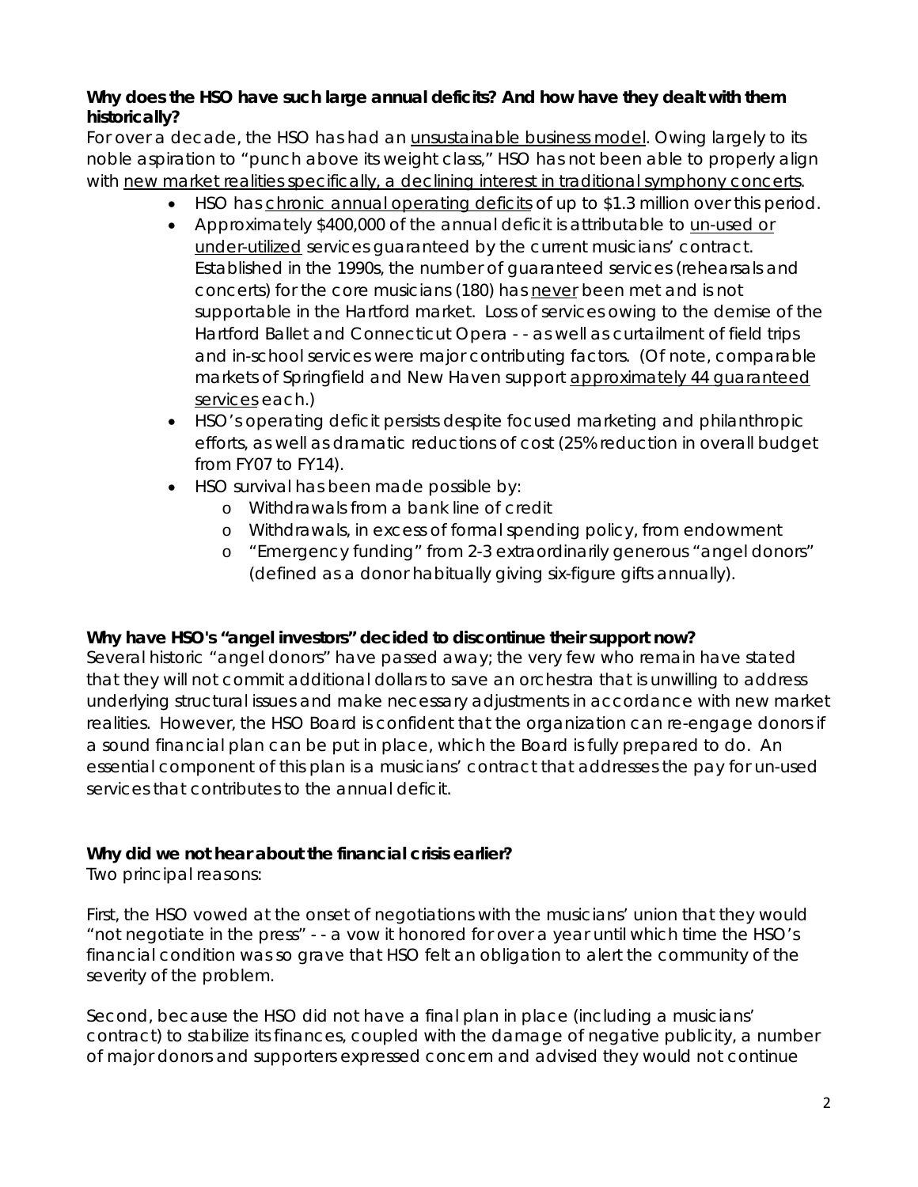**Why does the HSO have such large annual deficits? And how have they dealt with them historically?**

For over a decade, the HSO has had an unsustainable business model. Owing largely to its noble aspiration to "punch above its weight class," HSO has not been able to properly align with new market realities specifically, a declining interest in traditional symphony concerts.

- HSO has chronic annual operating deficits of up to \$1.3 million over this period.
- Approximately \$400,000 of the annual deficit is attributable to un-used or under-utilized services guaranteed by the current musicians' contract. Established in the 1990s, the number of guaranteed services (rehearsals and concerts) for the core musicians (180) has never been met and is not supportable in the Hartford market. Loss of services owing to the demise of the Hartford Ballet and Connecticut Opera - - as well as curtailment of field trips and in-school services were major contributing factors. (Of note, comparable markets of Springfield and New Haven support approximately 44 guaranteed services each.)
- HSO's operating deficit persists despite focused marketing and philanthropic efforts, as well as dramatic reductions of cost (25% reduction in overall budget from FY07 to FY14).
- HSO survival has been made possible by:
  - Withdrawals from a bank line of credit
  - Withdrawals, in excess of formal spending policy, from endowment
  - "Emergency funding" from 2-3 extraordinarily generous "angel donors" (defined as a donor habitually giving six-figure gifts annually).

**Why have HSO's "angel investors" decided to discontinue their support now?**

Several historic "angel donors" have passed away; the very few who remain have stated that they will not commit additional dollars to save an orchestra that is unwilling to address underlying structural issues and make necessary adjustments in accordance with new market realities. However, the HSO Board is confident that the organization can re-engage donors if a sound financial plan can be put in place, which the Board is fully prepared to do. An essential component of this plan is a musicians' contract that addresses the pay for un-used services that contributes to the annual deficit.

**Why did we not hear about the financial crisis earlier?**

Two principal reasons:

First, the HSO vowed at the onset of negotiations with the musicians' union that they would "not negotiate in the press" - - a vow it honored for over a year until which time the HSO's financial condition was so grave that HSO felt an obligation to alert the community of the severity of the problem.

Second, because the HSO did not have a final plan in place (including a musicians' contract) to stabilize its finances, coupled with the damage of negative publicity, a number of major donors and supporters expressed concern and advised they would not continue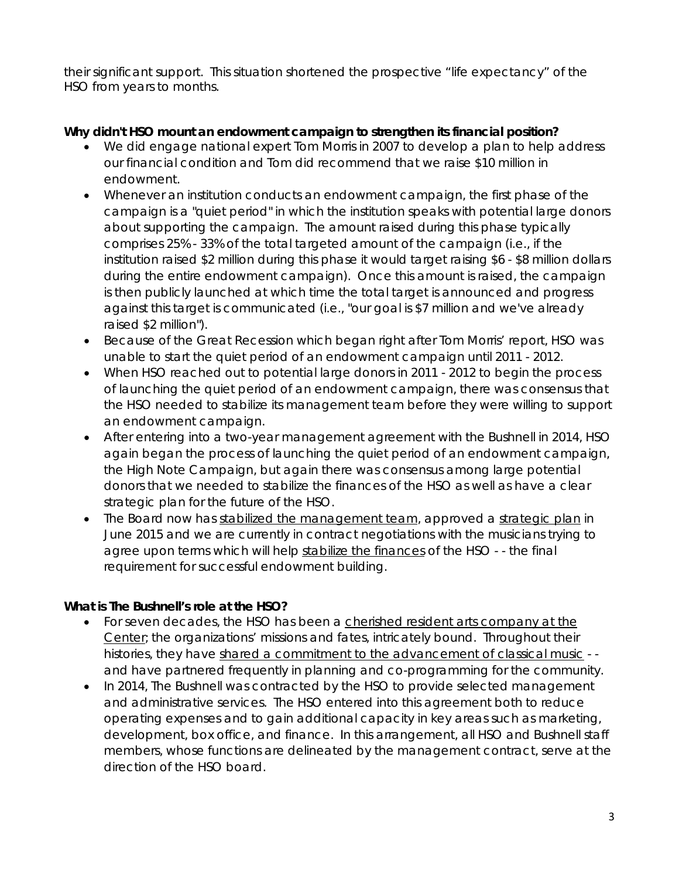their significant support. This situation shortened the prospective "life expectancy" of the HSO from years to months.

**Why didn't HSO mount an endowment campaign to strengthen its financial position?**

- We did engage national expert Tom Morris in 2007 to develop a plan to help address our financial condition and Tom did recommend that we raise $10 million in endowment.
- Whenever an institution conducts an endowment campaign, the first phase of the campaign is a "quiet period" in which the institution speaks with potential large donors about supporting the campaign. The amount raised during this phase typically comprises 25% - 33% of the total targeted amount of the campaign (i.e., if the institution raised $2 million during this phase it would target raising $6 - $8 million dollars during the entire endowment campaign). Once this amount is raised, the campaign is then publicly launched at which time the total target is announced and progress against this target is communicated (i.e., "our goal is $7 million and we've already raised $2 million").
- Because of the Great Recession which began right after Tom Morris' report, HSO was unable to start the quiet period of an endowment campaign until 2011 - 2012.
- When HSO reached out to potential large donors in 2011 - 2012 to begin the process of launching the quiet period of an endowment campaign, there was consensus that the HSO needed to stabilize its management team before they were willing to support an endowment campaign.
- After entering into a two-year management agreement with the Bushnell in 2014, HSO again began the process of launching the quiet period of an endowment campaign, the High Note Campaign, but again there was consensus among large potential donors that we needed to stabilize the finances of the HSO as well as have a clear strategic plan for the future of the HSO.
- The Board now has stabilized the management team, approved a strategic plan in June 2015 and we are currently in contract negotiations with the musicians trying to agree upon terms which will help stabilize the finances of the HSO - - the final requirement for successful endowment building.

**What is The Bushnell's role at the HSO?**

- For seven decades, the HSO has been a cherished resident arts company at the Center; the organizations' missions and fates, intricately bound. Throughout their histories, they have shared a commitment to the advancement of classical music - - and have partnered frequently in planning and co-programming for the community.
- In 2014, The Bushnell was contracted by the HSO to provide selected management and administrative services. The HSO entered into this agreement both to reduce operating expenses and to gain additional capacity in key areas such as marketing, development, box office, and finance. In this arrangement, all HSO and Bushnell staff members, whose functions are delineated by the management contract, serve at the direction of the HSO board.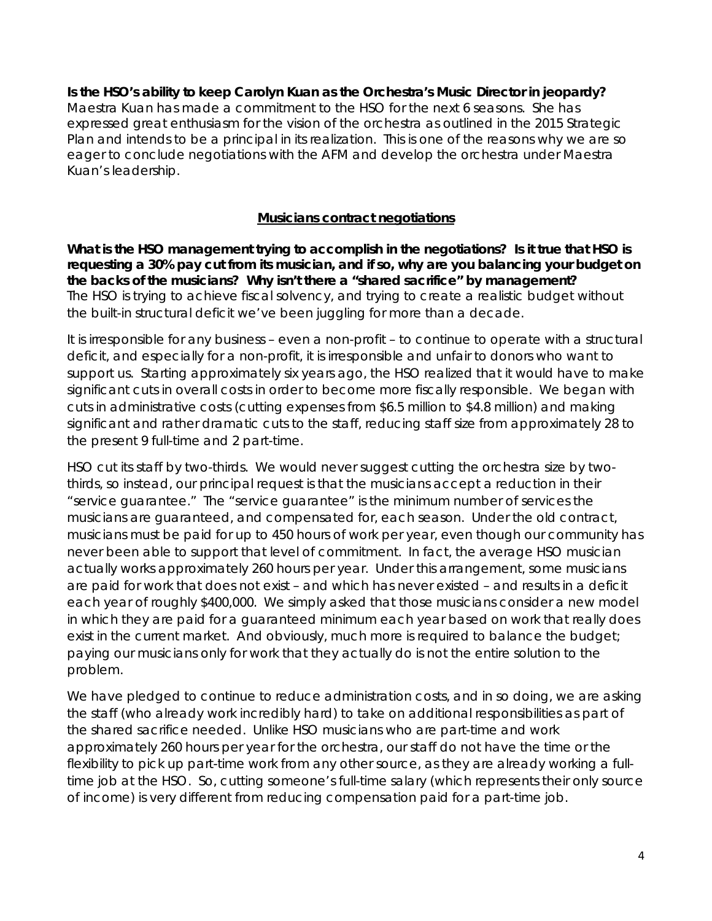**Is the HSO's ability to keep Carolyn Kuan as the Orchestra's Music Director in jeopardy?**
Maestra Kuan has made a commitment to the HSO for the next 6 seasons. She has expressed great enthusiasm for the vision of the orchestra as outlined in the 2015 Strategic Plan and intends to be a principal in its realization. This is one of the reasons why we are so eager to conclude negotiations with the AFM and develop the orchestra under Maestra Kuan's leadership.

## Musicians contract negotiations

**What is the HSO management trying to accomplish in the negotiations? Is it true that HSO is requesting a 30% pay cut from its musician, and if so, why are you balancing your budget on the backs of the musicians? Why isn't there a "shared sacrifice" by management?**
The HSO is trying to achieve fiscal solvency, and trying to create a realistic budget without the built-in structural deficit we've been juggling for more than a decade.

It is irresponsible for any business – even a non-profit – to continue to operate with a structural deficit, and especially for a non-profit, it is irresponsible and unfair to donors who want to support us. Starting approximately six years ago, the HSO realized that it would have to make significant cuts in overall costs in order to become more fiscally responsible. We began with cuts in administrative costs (cutting expenses from $6.5 million to $4.8 million) and making significant and rather dramatic cuts to the staff, reducing staff size from approximately 28 to the present 9 full-time and 2 part-time.

HSO cut its staff by two-thirds. We would never suggest cutting the orchestra size by two-thirds, so instead, our principal request is that the musicians accept a reduction in their "service guarantee." The "service guarantee" is the minimum number of services the musicians are guaranteed, and compensated for, each season. Under the old contract, musicians must be paid for up to 450 hours of work per year, even though our community has never been able to support that level of commitment. In fact, the average HSO musician actually works approximately 260 hours per year. Under this arrangement, some musicians are paid for work that does not exist – and which has never existed – and results in a deficit each year of roughly $400,000. We simply asked that those musicians consider a new model in which they are paid for a guaranteed minimum each year based on work that really does exist in the current market. And obviously, much more is required to balance the budget; paying our musicians only for work that they actually do is not the entire solution to the problem.

We have pledged to continue to reduce administration costs, and in so doing, we are asking the staff (who already work incredibly hard) to take on additional responsibilities as part of the shared sacrifice needed. Unlike HSO musicians who are part-time and work approximately 260 hours per year for the orchestra, our staff do not have the time or the flexibility to pick up part-time work from any other source, as they are already working a full-time job at the HSO. So, cutting someone's full-time salary (which represents their only source of income) is very different from reducing compensation paid for a part-time job.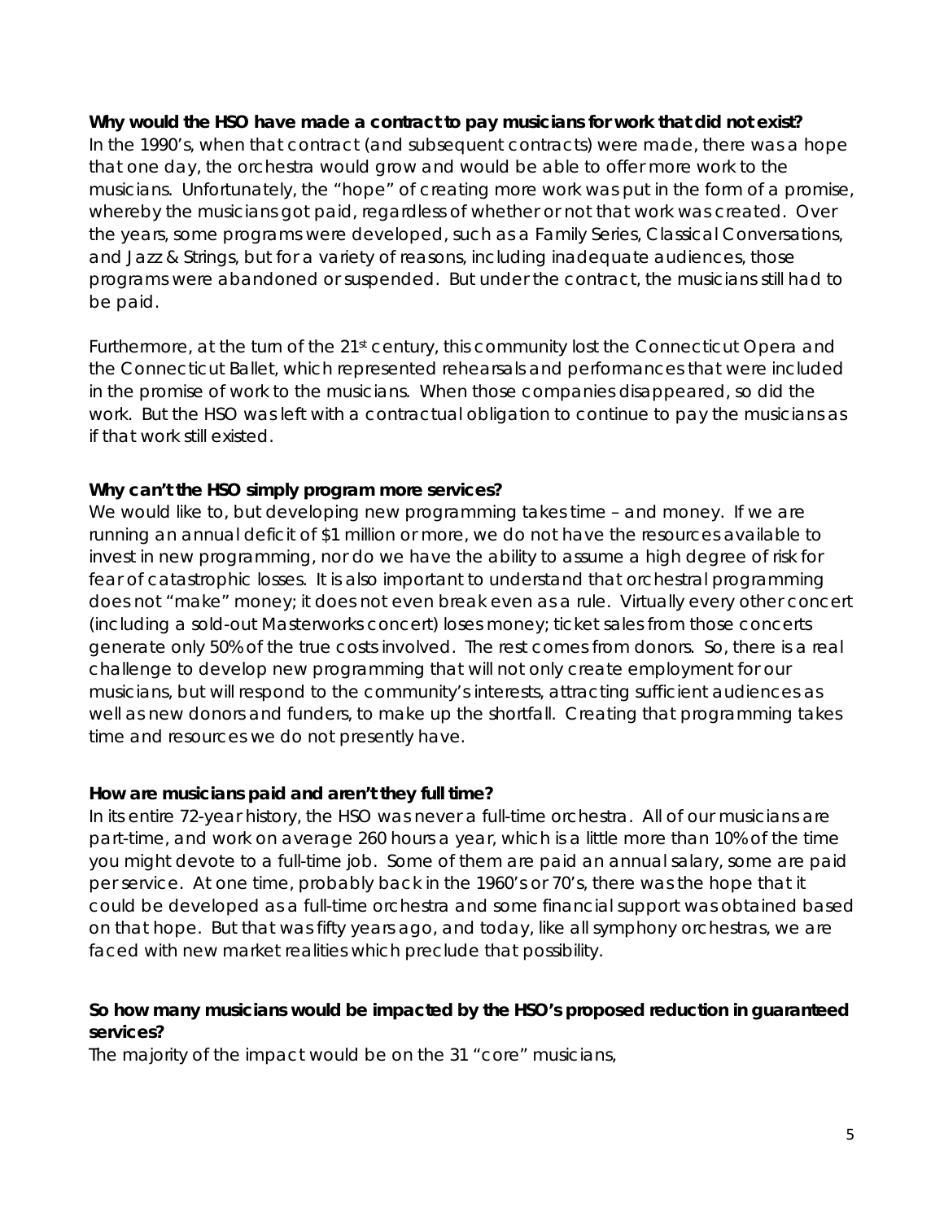**Why would the HSO have made a contract to pay musicians for work that did not exist?**
In the 1990's, when that contract (and subsequent contracts) were made, there was a hope that one day, the orchestra would grow and would be able to offer more work to the musicians. Unfortunately, the "hope" of creating more work was put in the form of a promise, whereby the musicians got paid, regardless of whether or not that work was created. Over the years, some programs were developed, such as a Family Series, Classical Conversations, and Jazz & Strings, but for a variety of reasons, including inadequate audiences, those programs were abandoned or suspended. But under the contract, the musicians still had to be paid.

Furthermore, at the turn of the 21st century, this community lost the Connecticut Opera and the Connecticut Ballet, which represented rehearsals and performances that were included in the promise of work to the musicians. When those companies disappeared, so did the work. But the HSO was left with a contractual obligation to continue to pay the musicians as if that work still existed.

**Why can't the HSO simply program more services?**
We would like to, but developing new programming takes time – and money. If we are running an annual deficit of $1 million or more, we do not have the resources available to invest in new programming, nor do we have the ability to assume a high degree of risk for fear of catastrophic losses. It is also important to understand that orchestral programming does not "make" money; it does not even break even as a rule. Virtually every other concert (including a sold-out Masterworks concert) loses money; ticket sales from those concerts generate only 50% of the true costs involved. The rest comes from donors. So, there is a real challenge to develop new programming that will not only create employment for our musicians, but will respond to the community's interests, attracting sufficient audiences as well as new donors and funders, to make up the shortfall. Creating that programming takes time and resources we do not presently have.

**How are musicians paid and aren't they full time?**
In its entire 72-year history, the HSO was never a full-time orchestra. All of our musicians are part-time, and work on average 260 hours a year, which is a little more than 10% of the time you might devote to a full-time job. Some of them are paid an annual salary, some are paid per service. At one time, probably back in the 1960's or 70's, there was the hope that it could be developed as a full-time orchestra and some financial support was obtained based on that hope. But that was fifty years ago, and today, like all symphony orchestras, we are faced with new market realities which preclude that possibility.

**So how many musicians would be impacted by the HSO's proposed reduction in guaranteed services?**
The majority of the impact would be on the 31 "core" musicians,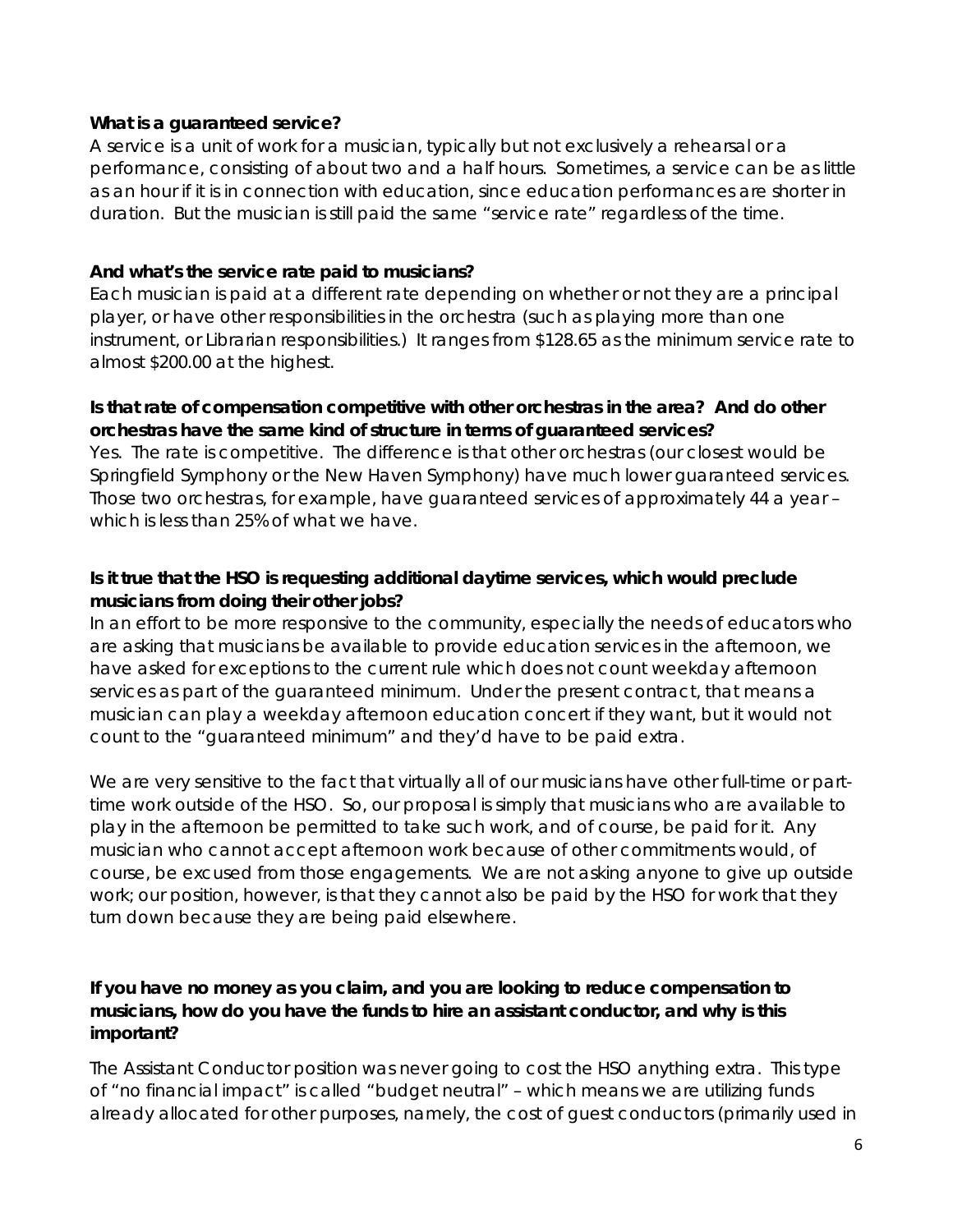**What is a guaranteed service?**

A service is a unit of work for a musician, typically but not exclusively a rehearsal or a performance, consisting of about two and a half hours. Sometimes, a service can be as little as an hour if it is in connection with education, since education performances are shorter in duration. But the musician is still paid the same "service rate" regardless of the time.

**And what's the service rate paid to musicians?**

Each musician is paid at a different rate depending on whether or not they are a principal player, or have other responsibilities in the orchestra (such as playing more than one instrument, or Librarian responsibilities.) It ranges from $128.65 as the minimum service rate to almost $200.00 at the highest.

**Is that rate of compensation competitive with other orchestras in the area? And do other orchestras have the same kind of structure in terms of guaranteed services?**

Yes. The rate is competitive. The difference is that other orchestras (our closest would be Springfield Symphony or the New Haven Symphony) have much lower guaranteed services. Those two orchestras, for example, have guaranteed services of approximately 44 a year – which is less than 25% of what we have.

**Is it true that the HSO is requesting additional daytime services, which would preclude musicians from doing their other jobs?**

In an effort to be more responsive to the community, especially the needs of educators who are asking that musicians be available to provide education services in the afternoon, we have asked for exceptions to the current rule which does not count weekday afternoon services as part of the guaranteed minimum. Under the present contract, that means a musician can play a weekday afternoon education concert if they want, but it would not count to the "guaranteed minimum" and they'd have to be paid extra.

We are very sensitive to the fact that virtually all of our musicians have other full-time or part-time work outside of the HSO. So, our proposal is simply that musicians who are available to play in the afternoon be permitted to take such work, and of course, be paid for it. Any musician who cannot accept afternoon work because of other commitments would, of course, be excused from those engagements. We are not asking anyone to give up outside work; our position, however, is that they cannot also be paid by the HSO for work that they turn down because they are being paid elsewhere.

**If you have no money as you claim, and you are looking to reduce compensation to musicians, how do you have the funds to hire an assistant conductor, and why is this important?**

The Assistant Conductor position was never going to cost the HSO anything extra. This type of "no financial impact" is called "budget neutral" – which means we are utilizing funds already allocated for other purposes, namely, the cost of guest conductors (primarily used in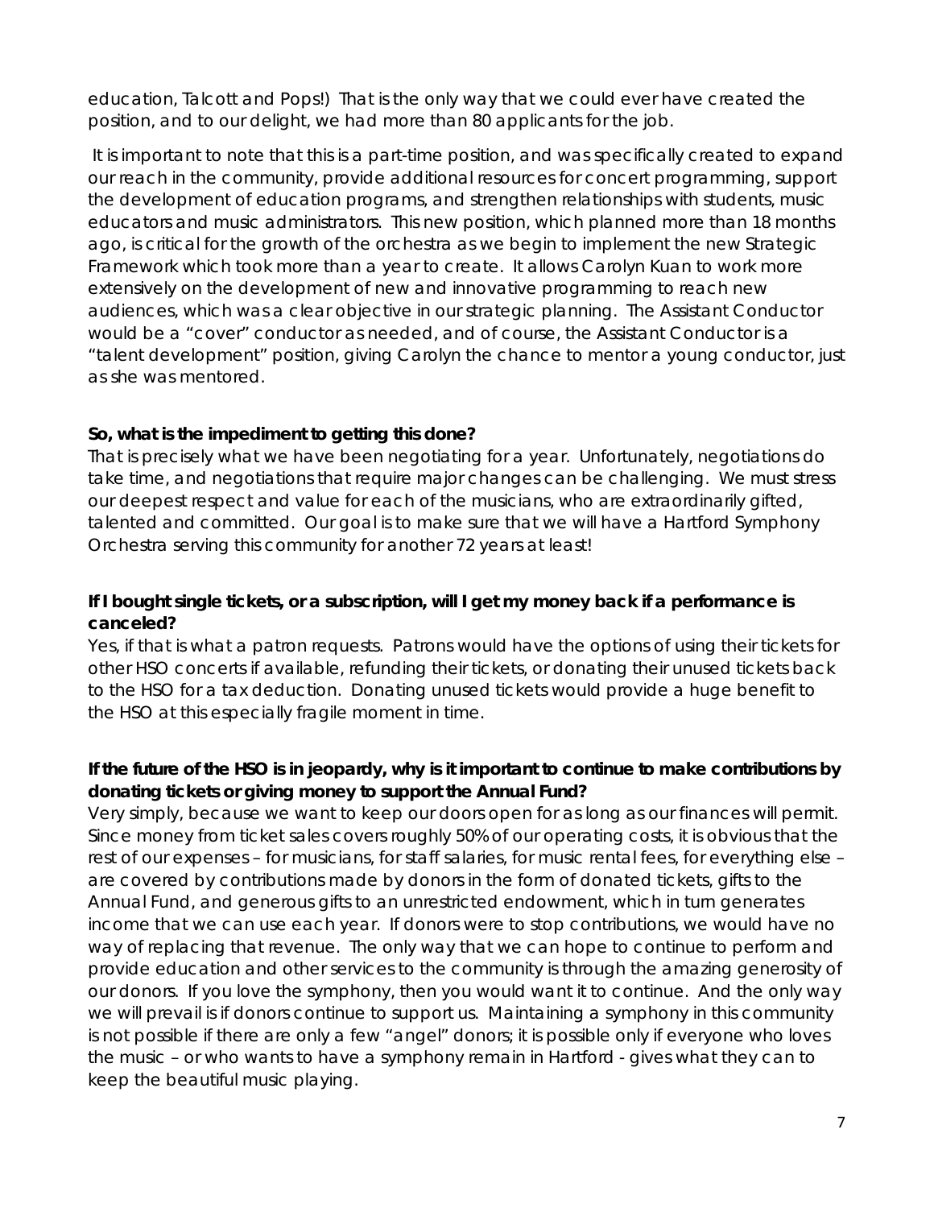education, Talcott and Pops!) That is the only way that we could ever have created the position, and to our delight, we had more than 80 applicants for the job.

It is important to note that this is a part-time position, and was specifically created to expand our reach in the community, provide additional resources for concert programming, support the development of education programs, and strengthen relationships with students, music educators and music administrators. This new position, which planned more than 18 months ago, is critical for the growth of the orchestra as we begin to implement the new Strategic Framework which took more than a year to create. It allows Carolyn Kuan to work more extensively on the development of new and innovative programming to reach new audiences, which was a clear objective in our strategic planning. The Assistant Conductor would be a "cover" conductor as needed, and of course, the Assistant Conductor is a "talent development" position, giving Carolyn the chance to mentor a young conductor, just as she was mentored.

**So, what is the impediment to getting this done?**

That is precisely what we have been negotiating for a year. Unfortunately, negotiations do take time, and negotiations that require major changes can be challenging. We must stress our deepest respect and value for each of the musicians, who are extraordinarily gifted, talented and committed. Our goal is to make sure that we will have a Hartford Symphony Orchestra serving this community for another 72 years at least!

**If I bought single tickets, or a subscription, will I get my money back if a performance is canceled?**

Yes, if that is what a patron requests. Patrons would have the options of using their tickets for other HSO concerts if available, refunding their tickets, or donating their unused tickets back to the HSO for a tax deduction. Donating unused tickets would provide a huge benefit to the HSO at this especially fragile moment in time.

**If the future of the HSO is in jeopardy, why is it important to continue to make contributions by donating tickets or giving money to support the Annual Fund?**

Very simply, because we want to keep our doors open for as long as our finances will permit. Since money from ticket sales covers roughly 50% of our operating costs, it is obvious that the rest of our expenses – for musicians, for staff salaries, for music rental fees, for everything else – are covered by contributions made by donors in the form of donated tickets, gifts to the Annual Fund, and generous gifts to an unrestricted endowment, which in turn generates income that we can use each year. If donors were to stop contributions, we would have no way of replacing that revenue. The only way that we can hope to continue to perform and provide education and other services to the community is through the amazing generosity of our donors. If you love the symphony, then you would want it to continue. And the only way we will prevail is if donors continue to support us. Maintaining a symphony in this community is not possible if there are only a few "angel" donors; it is possible only if everyone who loves the music – or who wants to have a symphony remain in Hartford - gives what they can to keep the beautiful music playing.